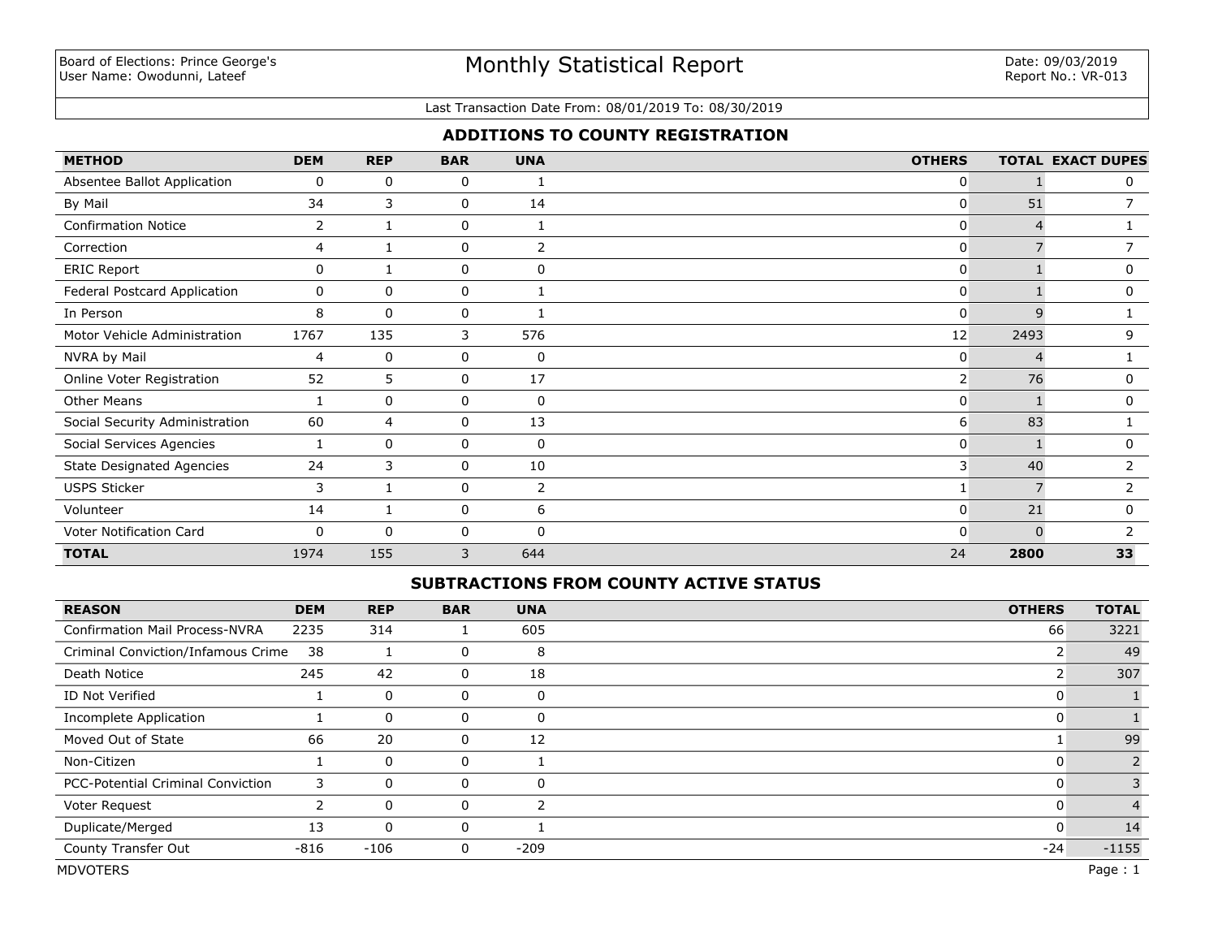Board of Elections: Prince George's
User Name: Owodunni, Lateef

# Monthly Statistical Report

Date: 09/03/2019
Report No.: VR-013

Last Transaction Date From: 08/01/2019 To: 08/30/2019

## ADDITIONS TO COUNTY REGISTRATION

| METHOD | DEM | REP | BAR | UNA | OTHERS | TOTAL | EXACT DUPES |
|---|---|---|---|---|---|---|---|
| Absentee Ballot Application | 0 | 0 | 0 | 1 | 0 | 1 | 0 |
| By Mail | 34 | 3 | 0 | 14 | 0 | 51 | 7 |
| Confirmation Notice | 2 | 1 | 0 | 1 | 0 | 4 | 1 |
| Correction | 4 | 1 | 0 | 2 | 0 | 7 | 7 |
| ERIC Report | 0 | 1 | 0 | 0 | 0 | 1 | 0 |
| Federal Postcard Application | 0 | 0 | 0 | 1 | 0 | 1 | 0 |
| In Person | 8 | 0 | 0 | 1 | 0 | 9 | 1 |
| Motor Vehicle Administration | 1767 | 135 | 3 | 576 | 12 | 2493 | 9 |
| NVRA by Mail | 4 | 0 | 0 | 0 | 0 | 4 | 1 |
| Online Voter Registration | 52 | 5 | 0 | 17 | 2 | 76 | 0 |
| Other Means | 1 | 0 | 0 | 0 | 0 | 1 | 0 |
| Social Security Administration | 60 | 4 | 0 | 13 | 6 | 83 | 1 |
| Social Services Agencies | 1 | 0 | 0 | 0 | 0 | 1 | 0 |
| State Designated Agencies | 24 | 3 | 0 | 10 | 3 | 40 | 2 |
| USPS Sticker | 3 | 1 | 0 | 2 | 1 | 7 | 2 |
| Volunteer | 14 | 1 | 0 | 6 | 0 | 21 | 0 |
| Voter Notification Card | 0 | 0 | 0 | 0 | 0 | 0 | 2 |
| **TOTAL** | 1974 | 155 | 3 | 644 | 24 | **2800** | **33** |

## SUBTRACTIONS FROM COUNTY ACTIVE STATUS

| REASON | DEM | REP | BAR | UNA | OTHERS | TOTAL |
|---|---|---|---|---|---|---|
| Confirmation Mail Process-NVRA | 2235 | 314 | 1 | 605 | 66 | 3221 |
| Criminal Conviction/Infamous Crime | 38 | 1 | 0 | 8 | 2 | 49 |
| Death Notice | 245 | 42 | 0 | 18 | 2 | 307 |
| ID Not Verified | 1 | 0 | 0 | 0 | 0 | 1 |
| Incomplete Application | 1 | 0 | 0 | 0 | 0 | 1 |
| Moved Out of State | 66 | 20 | 0 | 12 | 1 | 99 |
| Non-Citizen | 1 | 0 | 0 | 1 | 0 | 2 |
| PCC-Potential Criminal Conviction | 3 | 0 | 0 | 0 | 0 | 3 |
| Voter Request | 2 | 0 | 0 | 2 | 0 | 4 |
| Duplicate/Merged | 13 | 0 | 0 | 1 | 0 | 14 |
| County Transfer Out | -816 | -106 | 0 | -209 | -24 | -1155 |

MDVOTERS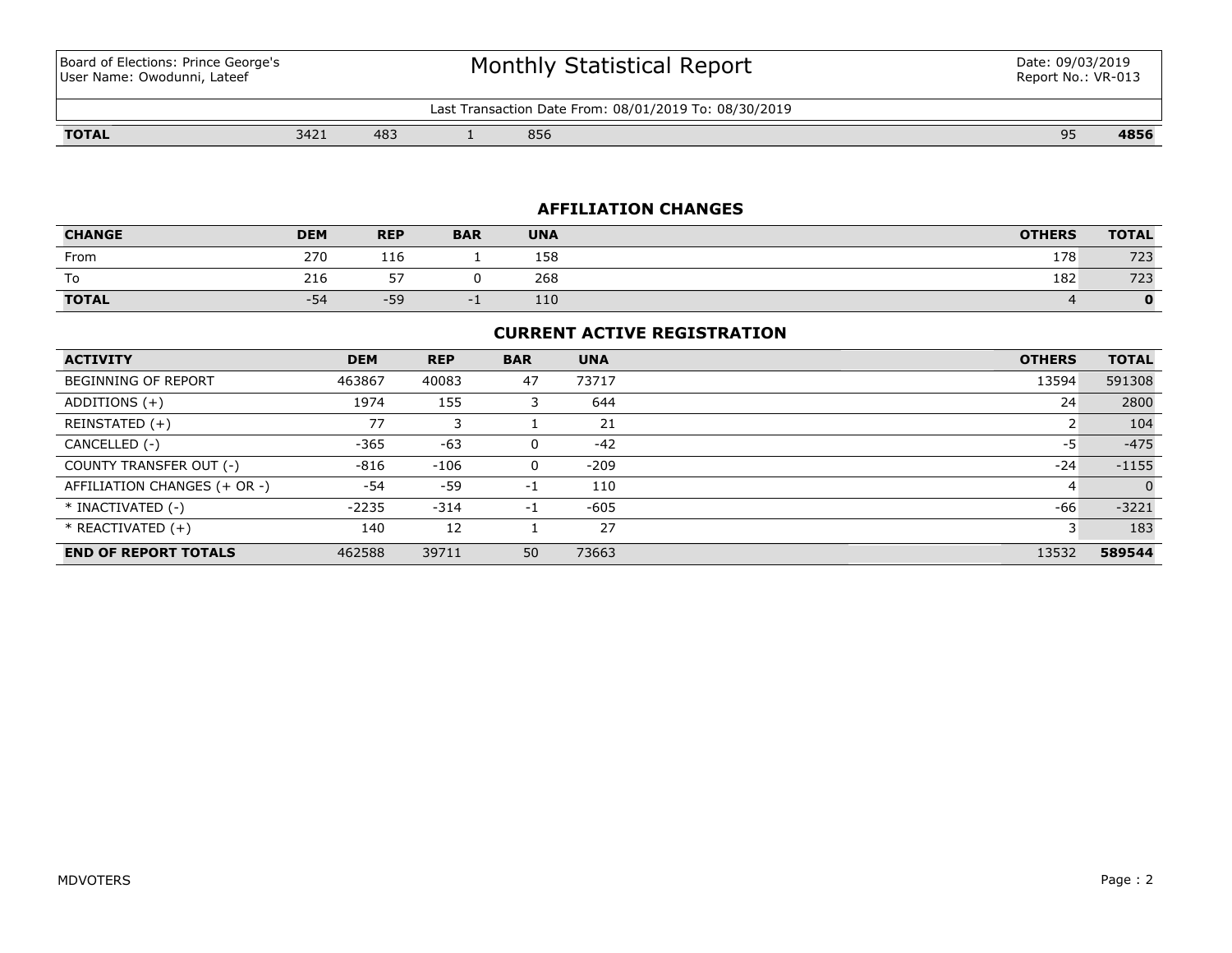Board of Elections: Prince George's
User Name: Owodunni, Lateef

# Monthly Statistical Report

Date: 09/03/2019
Report No.: VR-013

Last Transaction Date From: 08/01/2019 To: 08/30/2019

| **TOTAL** | 3421 | 483 | 1 | 856 | 95 | **4856** |
|---|---|---|---|---|---|---|

## AFFILIATION CHANGES

| CHANGE | DEM | REP | BAR | UNA | OTHERS | TOTAL |
|---|---|---|---|---|---|---|
| From | 270 | 116 | 1 | 158 | 178 | 723 |
| To | 216 | 57 | 0 | 268 | 182 | 723 |
| **TOTAL** | -54 | -59 | -1 | 110 | 4 | **0** |

## CURRENT ACTIVE REGISTRATION

| ACTIVITY | DEM | REP | BAR | UNA | OTHERS | TOTAL |
|---|---|---|---|---|---|---|
| BEGINNING OF REPORT | 463867 | 40083 | 47 | 73717 | 13594 | 591308 |
| ADDITIONS (+) | 1974 | 155 | 3 | 644 | 24 | 2800 |
| REINSTATED (+) | 77 | 3 | 1 | 21 | 2 | 104 |
| CANCELLED (-) | -365 | -63 | 0 | -42 | -5 | -475 |
| COUNTY TRANSFER OUT (-) | -816 | -106 | 0 | -209 | -24 | -1155 |
| AFFILIATION CHANGES (+ OR -) | -54 | -59 | -1 | 110 | 4 | 0 |
| * INACTIVATED (-) | -2235 | -314 | -1 | -605 | -66 | -3221 |
| * REACTIVATED (+) | 140 | 12 | 1 | 27 | 3 | 183 |
| **END OF REPORT TOTALS** | 462588 | 39711 | 50 | 73663 | 13532 | **589544** |

MDVOTERS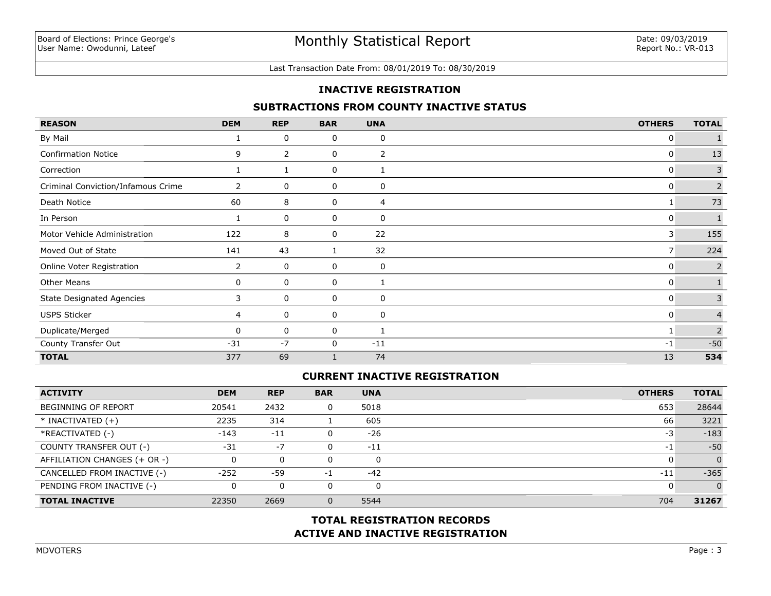Board of Elections: Prince George's
User Name: Owodunni, Lateef

# Monthly Statistical Report

Date: 09/03/2019
Report No.: VR-013

Last Transaction Date From: 08/01/2019 To: 08/30/2019

## INACTIVE REGISTRATION

### SUBTRACTIONS FROM COUNTY INACTIVE STATUS

| REASON | DEM | REP | BAR | UNA | OTHERS | TOTAL |
|---|---|---|---|---|---|---|
| By Mail | 1 | 0 | 0 | 0 | 0 | 1 |
| Confirmation Notice | 9 | 2 | 0 | 2 | 0 | 13 |
| Correction | 1 | 1 | 0 | 1 | 0 | 3 |
| Criminal Conviction/Infamous Crime | 2 | 0 | 0 | 0 | 0 | 2 |
| Death Notice | 60 | 8 | 0 | 4 | 1 | 73 |
| In Person | 1 | 0 | 0 | 0 | 0 | 1 |
| Motor Vehicle Administration | 122 | 8 | 0 | 22 | 3 | 155 |
| Moved Out of State | 141 | 43 | 1 | 32 | 7 | 224 |
| Online Voter Registration | 2 | 0 | 0 | 0 | 0 | 2 |
| Other Means | 0 | 0 | 0 | 1 | 0 | 1 |
| State Designated Agencies | 3 | 0 | 0 | 0 | 0 | 3 |
| USPS Sticker | 4 | 0 | 0 | 0 | 0 | 4 |
| Duplicate/Merged | 0 | 0 | 0 | 1 | 1 | 2 |
| County Transfer Out | -31 | -7 | 0 | -11 | -1 | -50 |
| **TOTAL** | 377 | 69 | 1 | 74 | 13 | **534** |

### CURRENT INACTIVE REGISTRATION

| ACTIVITY | DEM | REP | BAR | UNA | OTHERS | TOTAL |
|---|---|---|---|---|---|---|
| BEGINNING OF REPORT | 20541 | 2432 | 0 | 5018 | 653 | 28644 |
| * INACTIVATED (+) | 2235 | 314 | 1 | 605 | 66 | 3221 |
| *REACTIVATED (-) | -143 | -11 | 0 | -26 | -3 | -183 |
| COUNTY TRANSFER OUT (-) | -31 | -7 | 0 | -11 | -1 | -50 |
| AFFILIATION CHANGES (+ OR -) | 0 | 0 | 0 | 0 | 0 | 0 |
| CANCELLED FROM INACTIVE (-) | -252 | -59 | -1 | -42 | -11 | -365 |
| PENDING FROM INACTIVE (-) | 0 | 0 | 0 | 0 | 0 | 0 |
| **TOTAL INACTIVE** | 22350 | 2669 | 0 | 5544 | 704 | **31267** |

## TOTAL REGISTRATION RECORDS
## ACTIVE AND INACTIVE REGISTRATION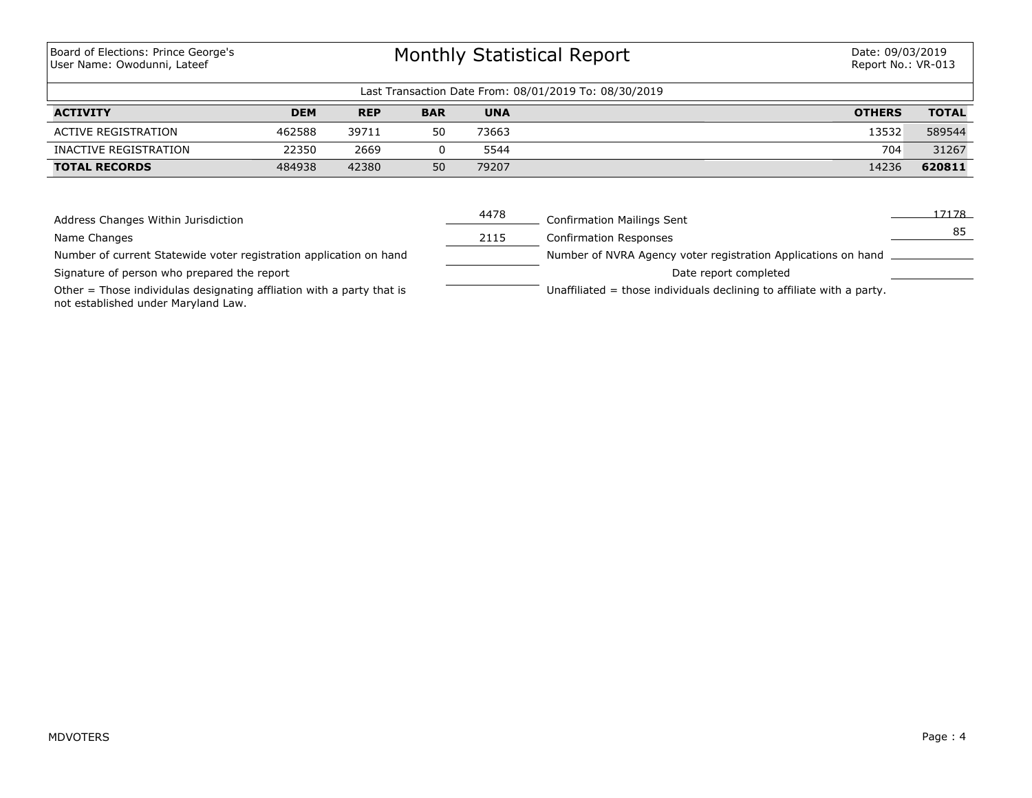Board of Elections: Prince George's
User Name: Owodunni, Lateef

# Monthly Statistical Report

Date: 09/03/2019
Report No.: VR-013

Last Transaction Date From: 08/01/2019 To: 08/30/2019

| ACTIVITY | DEM | REP | BAR | UNA | OTHERS | TOTAL |
|---|---|---|---|---|---|---|
| ACTIVE REGISTRATION | 462588 | 39711 | 50 | 73663 | 13532 | 589544 |
| INACTIVE REGISTRATION | 22350 | 2669 | 0 | 5544 | 704 | 31267 |
| **TOTAL RECORDS** | 484938 | 42380 | 50 | 79207 | 14236 | **620811** |

| | | | |
|---|---|---|---|
| Address Changes Within Jurisdiction | 4478 | Confirmation Mailings Sent | 17178 |
| Name Changes | 2115 | Confirmation Responses | 85 |
| Number of current Statewide voter registration application on hand | | Number of NVRA Agency voter registration Applications on hand | |
| Signature of person who prepared the report | | Date report completed | |

Other = Those individulas designating affliation with a party that is not established under Maryland Law.

Unaffiliated = those individuals declining to affiliate with a party.

MDVOTERS